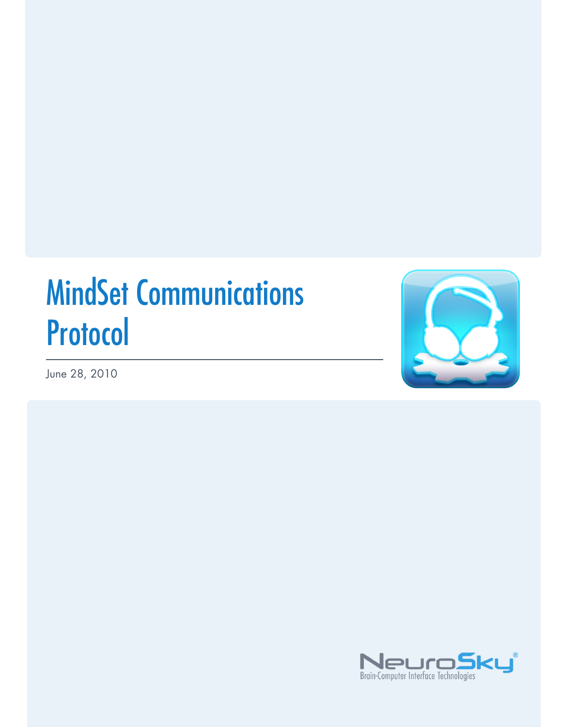# MindSet Communications Protocol

June 28, 2010

NeuroSky®
Brain-Computer Interface Technologies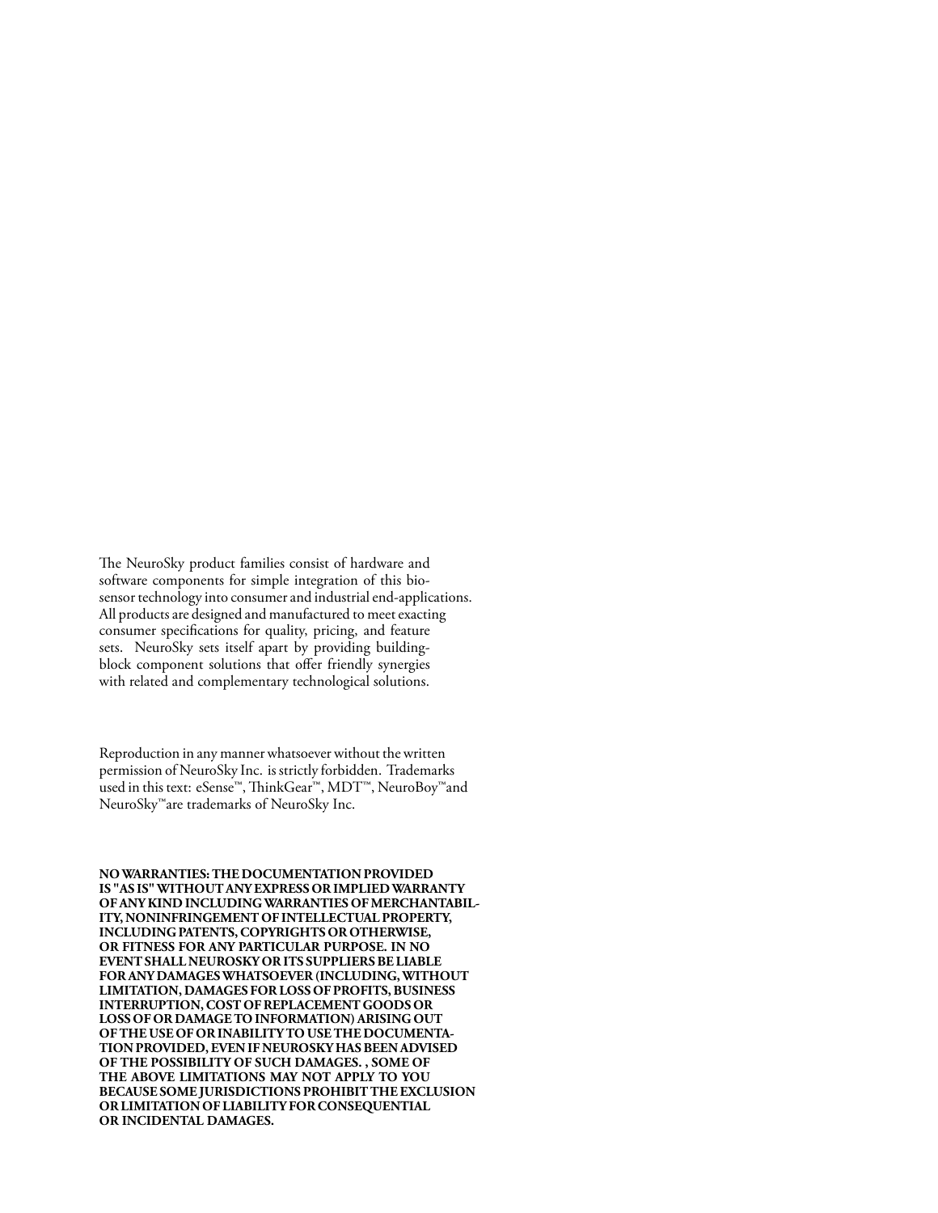The NeuroSky product families consist of hardware and software components for simple integration of this biosensor technology into consumer and industrial end-applications. All products are designed and manufactured to meet exacting consumer specifications for quality, pricing, and feature sets. NeuroSky sets itself apart by providing building-block component solutions that offer friendly synergies with related and complementary technological solutions.

Reproduction in any manner whatsoever without the written permission of NeuroSky Inc. is strictly forbidden. Trademarks used in this text: eSense™, ThinkGear™, MDT™, NeuroBoy™and NeuroSky™are trademarks of NeuroSky Inc.

**NO WARRANTIES: THE DOCUMENTATION PROVIDED IS "AS IS" WITHOUT ANY EXPRESS OR IMPLIED WARRANTY OF ANY KIND INCLUDING WARRANTIES OF MERCHANTABILITY, NONINFRINGEMENT OF INTELLECTUAL PROPERTY, INCLUDING PATENTS, COPYRIGHTS OR OTHERWISE, OR FITNESS FOR ANY PARTICULAR PURPOSE. IN NO EVENT SHALL NEUROSKY OR ITS SUPPLIERS BE LIABLE FOR ANY DAMAGES WHATSOEVER (INCLUDING, WITHOUT LIMITATION, DAMAGES FOR LOSS OF PROFITS, BUSINESS INTERRUPTION, COST OF REPLACEMENT GOODS OR LOSS OF OR DAMAGE TO INFORMATION) ARISING OUT OF THE USE OF OR INABILITY TO USE THE DOCUMENTATION PROVIDED, EVEN IF NEUROSKY HAS BEEN ADVISED OF THE POSSIBILITY OF SUCH DAMAGES. , SOME OF THE ABOVE LIMITATIONS MAY NOT APPLY TO YOU BECAUSE SOME JURISDICTIONS PROHIBIT THE EXCLUSION OR LIMITATION OF LIABILITY FOR CONSEQUENTIAL OR INCIDENTAL DAMAGES.**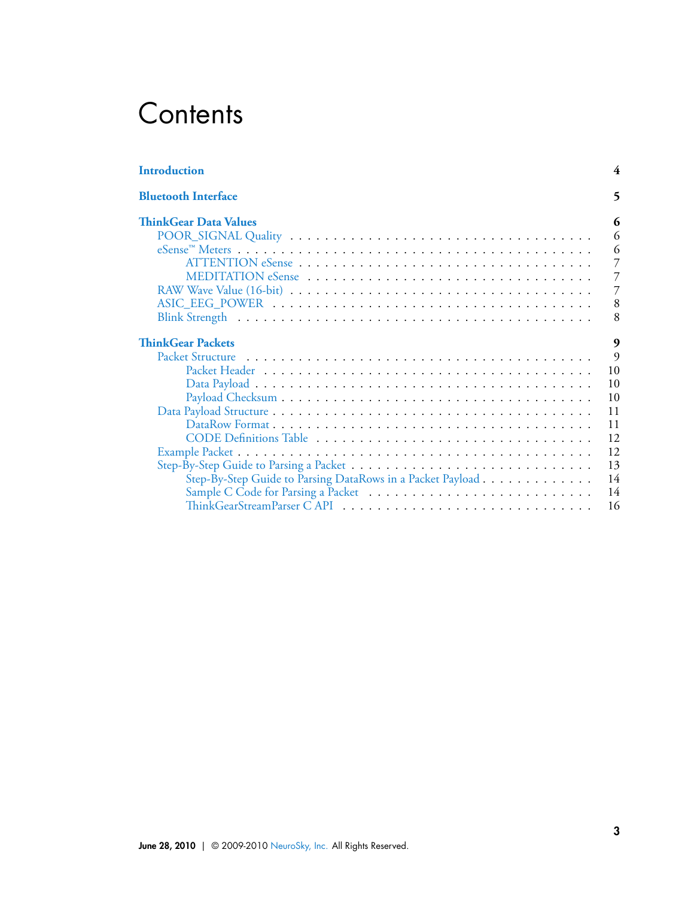# Contents

- **Introduction** 4
- **Bluetooth Interface** 5
- **ThinkGear Data Values** 6
  - POOR_SIGNAL Quality 6
  - eSense™ Meters 6
    - ATTENTION eSense 7
    - MEDITATION eSense 7
  - RAW Wave Value (16-bit) 7
  - ASIC_EEG_POWER 8
  - Blink Strength 8
- **ThinkGear Packets** 9
  - Packet Structure 9
    - Packet Header 10
    - Data Payload 10
    - Payload Checksum 10
  - Data Payload Structure 11
    - DataRow Format 11
    - CODE Definitions Table 12
  - Example Packet 12
  - Step-By-Step Guide to Parsing a Packet 13
    - Step-By-Step Guide to Parsing DataRows in a Packet Payload 14
    - Sample C Code for Parsing a Packet 14
    - ThinkGearStreamParser C API 16

June 28, 2010 | © 2009-2010 NeuroSky, Inc. All Rights Reserved.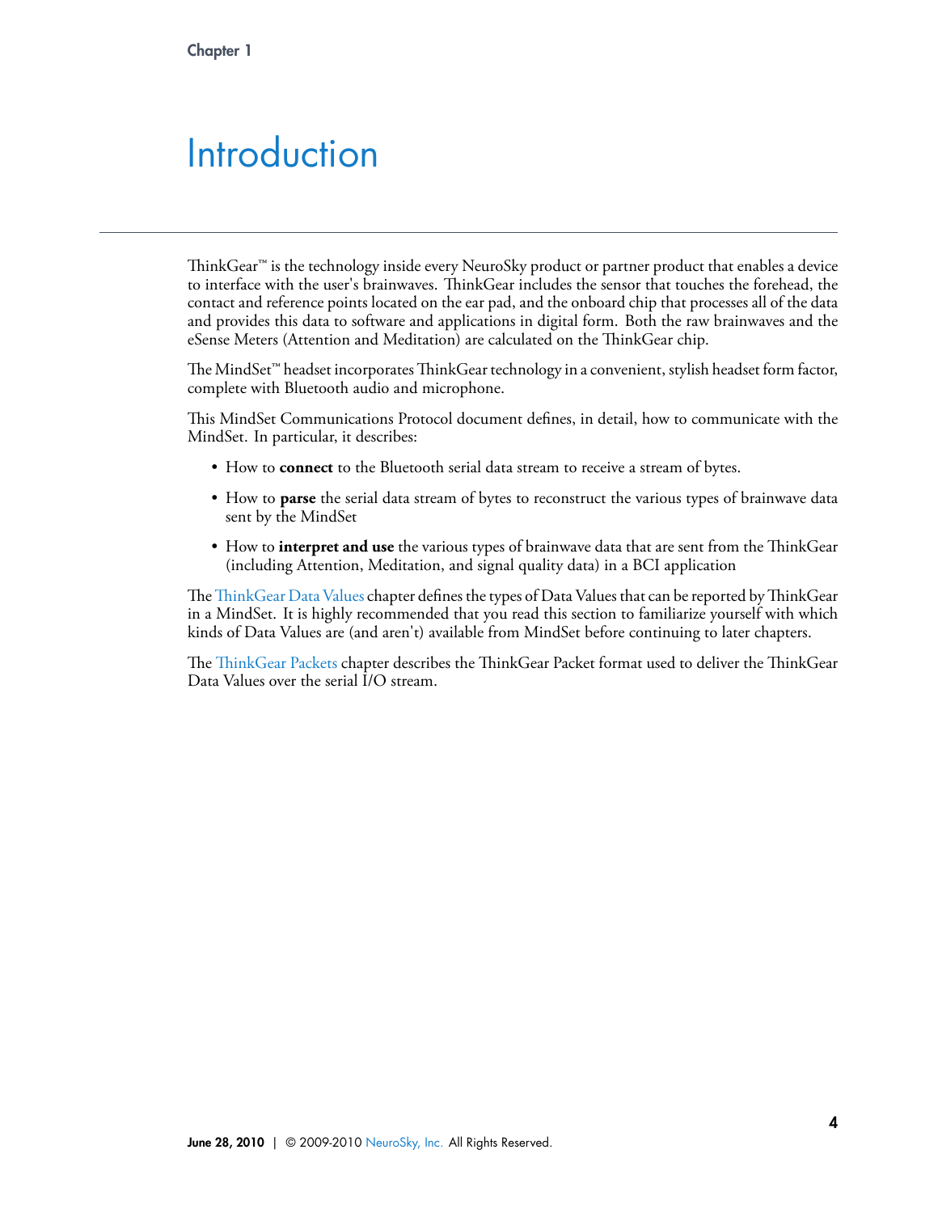Chapter 1

# Introduction

ThinkGear™ is the technology inside every NeuroSky product or partner product that enables a device to interface with the user's brainwaves. ThinkGear includes the sensor that touches the forehead, the contact and reference points located on the ear pad, and the onboard chip that processes all of the data and provides this data to software and applications in digital form. Both the raw brainwaves and the eSense Meters (Attention and Meditation) are calculated on the ThinkGear chip.

The MindSet™ headset incorporates ThinkGear technology in a convenient, stylish headset form factor, complete with Bluetooth audio and microphone.

This MindSet Communications Protocol document defines, in detail, how to communicate with the MindSet. In particular, it describes:

- How to **connect** to the Bluetooth serial data stream to receive a stream of bytes.
- How to **parse** the serial data stream of bytes to reconstruct the various types of brainwave data sent by the MindSet
- How to **interpret and use** the various types of brainwave data that are sent from the ThinkGear (including Attention, Meditation, and signal quality data) in a BCI application

The ThinkGear Data Values chapter defines the types of Data Values that can be reported by ThinkGear in a MindSet. It is highly recommended that you read this section to familiarize yourself with which kinds of Data Values are (and aren't) available from MindSet before continuing to later chapters.

The ThinkGear Packets chapter describes the ThinkGear Packet format used to deliver the ThinkGear Data Values over the serial I/O stream.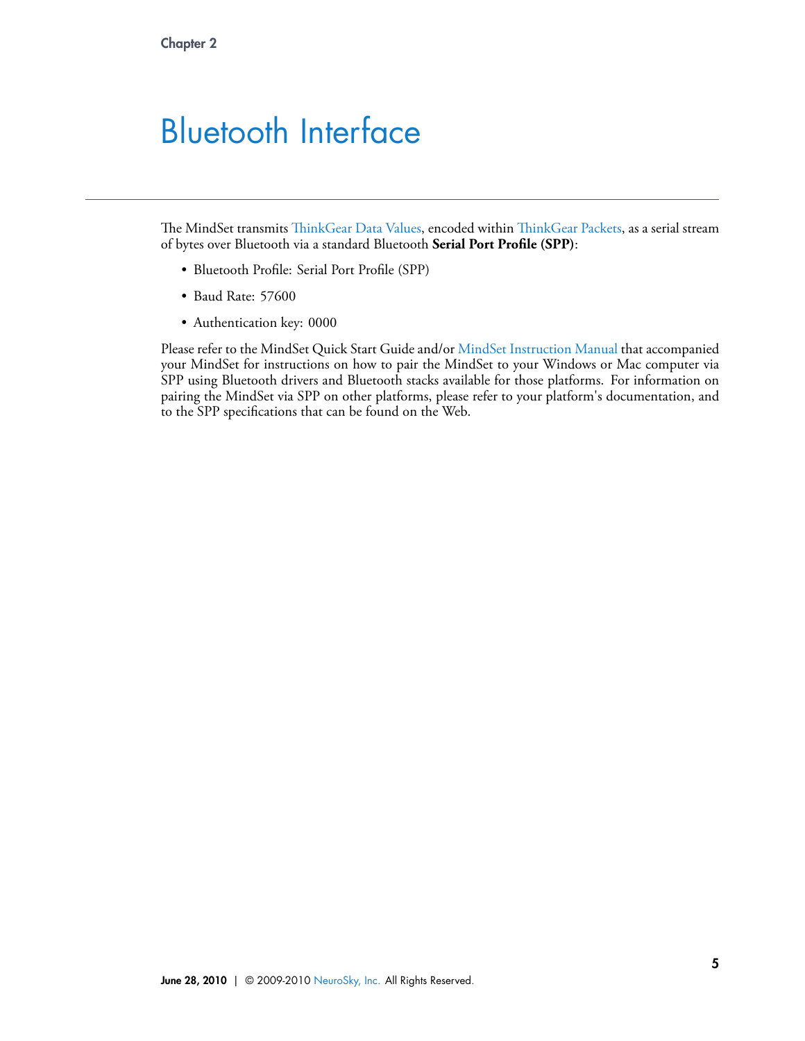Chapter 2

# Bluetooth Interface

The MindSet transmits ThinkGear Data Values, encoded within ThinkGear Packets, as a serial stream of bytes over Bluetooth via a standard Bluetooth **Serial Port Profile (SPP)**:

- Bluetooth Profile: Serial Port Profile (SPP)
- Baud Rate: 57600
- Authentication key: 0000

Please refer to the MindSet Quick Start Guide and/or MindSet Instruction Manual that accompanied your MindSet for instructions on how to pair the MindSet to your Windows or Mac computer via SPP using Bluetooth drivers and Bluetooth stacks available for those platforms. For information on pairing the MindSet via SPP on other platforms, please refer to your platform's documentation, and to the SPP specifications that can be found on the Web.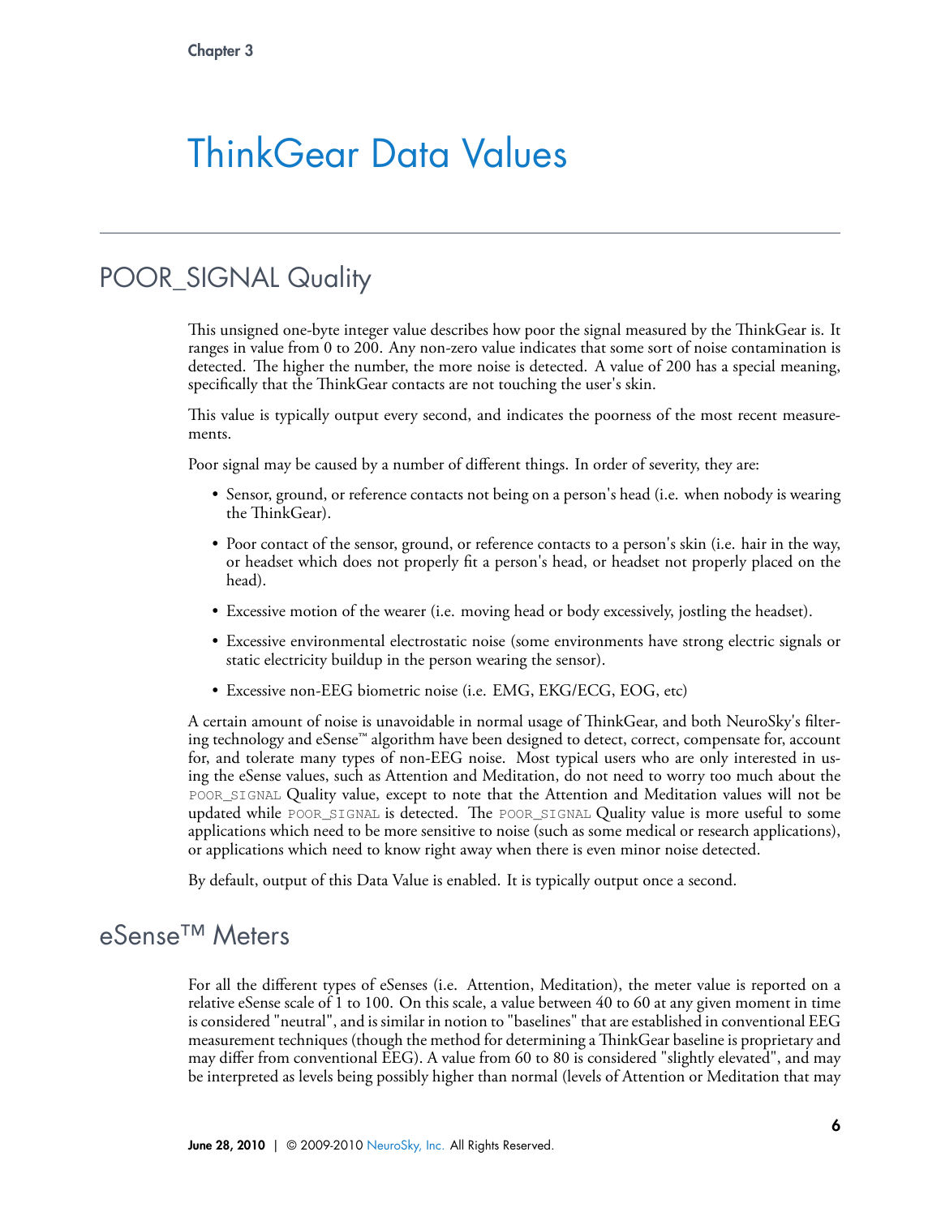# ThinkGear Data Values

## POOR_SIGNAL Quality

This unsigned one-byte integer value describes how poor the signal measured by the ThinkGear is. It ranges in value from 0 to 200. Any non-zero value indicates that some sort of noise contamination is detected. The higher the number, the more noise is detected. A value of 200 has a special meaning, specifically that the ThinkGear contacts are not touching the user's skin.

This value is typically output every second, and indicates the poorness of the most recent measurements.

Poor signal may be caused by a number of different things. In order of severity, they are:

- Sensor, ground, or reference contacts not being on a person's head (i.e. when nobody is wearing the ThinkGear).
- Poor contact of the sensor, ground, or reference contacts to a person's skin (i.e. hair in the way, or headset which does not properly fit a person's head, or headset not properly placed on the head).
- Excessive motion of the wearer (i.e. moving head or body excessively, jostling the headset).
- Excessive environmental electrostatic noise (some environments have strong electric signals or static electricity buildup in the person wearing the sensor).
- Excessive non-EEG biometric noise (i.e. EMG, EKG/ECG, EOG, etc)

A certain amount of noise is unavoidable in normal usage of ThinkGear, and both NeuroSky's filtering technology and eSense™ algorithm have been designed to detect, correct, compensate for, account for, and tolerate many types of non-EEG noise. Most typical users who are only interested in using the eSense values, such as Attention and Meditation, do not need to worry too much about the `POOR_SIGNAL` Quality value, except to note that the Attention and Meditation values will not be updated while `POOR_SIGNAL` is detected. The `POOR_SIGNAL` Quality value is more useful to some applications which need to be more sensitive to noise (such as some medical or research applications), or applications which need to know right away when there is even minor noise detected.

By default, output of this Data Value is enabled. It is typically output once a second.

## eSense™ Meters

For all the different types of eSenses (i.e. Attention, Meditation), the meter value is reported on a relative eSense scale of 1 to 100. On this scale, a value between 40 to 60 at any given moment in time is considered "neutral", and is similar in notion to "baselines" that are established in conventional EEG measurement techniques (though the method for determining a ThinkGear baseline is proprietary and may differ from conventional EEG). A value from 60 to 80 is considered "slightly elevated", and may be interpreted as levels being possibly higher than normal (levels of Attention or Meditation that may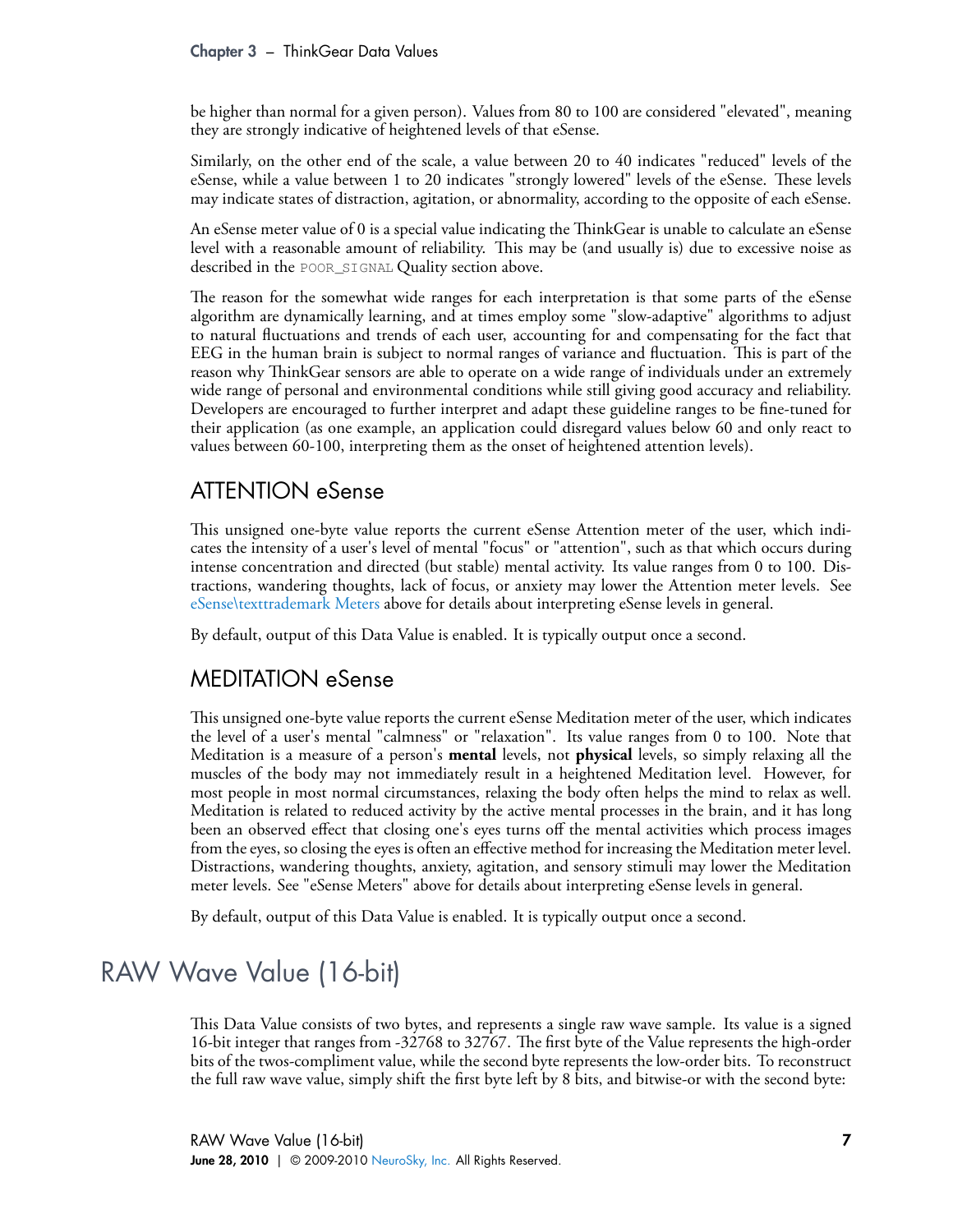be higher than normal for a given person). Values from 80 to 100 are considered "elevated", meaning they are strongly indicative of heightened levels of that eSense.

Similarly, on the other end of the scale, a value between 20 to 40 indicates "reduced" levels of the eSense, while a value between 1 to 20 indicates "strongly lowered" levels of the eSense. These levels may indicate states of distraction, agitation, or abnormality, according to the opposite of each eSense.

An eSense meter value of 0 is a special value indicating the ThinkGear is unable to calculate an eSense level with a reasonable amount of reliability. This may be (and usually is) due to excessive noise as described in the `POOR_SIGNAL` Quality section above.

The reason for the somewhat wide ranges for each interpretation is that some parts of the eSense algorithm are dynamically learning, and at times employ some "slow-adaptive" algorithms to adjust to natural fluctuations and trends of each user, accounting for and compensating for the fact that EEG in the human brain is subject to normal ranges of variance and fluctuation. This is part of the reason why ThinkGear sensors are able to operate on a wide range of individuals under an extremely wide range of personal and environmental conditions while still giving good accuracy and reliability. Developers are encouraged to further interpret and adapt these guideline ranges to be fine-tuned for their application (as one example, an application could disregard values below 60 and only react to values between 60-100, interpreting them as the onset of heightened attention levels).

## ATTENTION eSense

This unsigned one-byte value reports the current eSense Attention meter of the user, which indicates the intensity of a user's level of mental "focus" or "attention", such as that which occurs during intense concentration and directed (but stable) mental activity. Its value ranges from 0 to 100. Distractions, wandering thoughts, lack of focus, or anxiety may lower the Attention meter levels. See eSense\texttrademark Meters above for details about interpreting eSense levels in general.

By default, output of this Data Value is enabled. It is typically output once a second.

## MEDITATION eSense

This unsigned one-byte value reports the current eSense Meditation meter of the user, which indicates the level of a user's mental "calmness" or "relaxation". Its value ranges from 0 to 100. Note that Meditation is a measure of a person's **mental** levels, not **physical** levels, so simply relaxing all the muscles of the body may not immediately result in a heightened Meditation level. However, for most people in most normal circumstances, relaxing the body often helps the mind to relax as well. Meditation is related to reduced activity by the active mental processes in the brain, and it has long been an observed effect that closing one's eyes turns off the mental activities which process images from the eyes, so closing the eyes is often an effective method for increasing the Meditation meter level. Distractions, wandering thoughts, anxiety, agitation, and sensory stimuli may lower the Meditation meter levels. See "eSense Meters" above for details about interpreting eSense levels in general.

By default, output of this Data Value is enabled. It is typically output once a second.

# RAW Wave Value (16-bit)

This Data Value consists of two bytes, and represents a single raw wave sample. Its value is a signed 16-bit integer that ranges from -32768 to 32767. The first byte of the Value represents the high-order bits of the twos-compliment value, while the second byte represents the low-order bits. To reconstruct the full raw wave value, simply shift the first byte left by 8 bits, and bitwise-or with the second byte: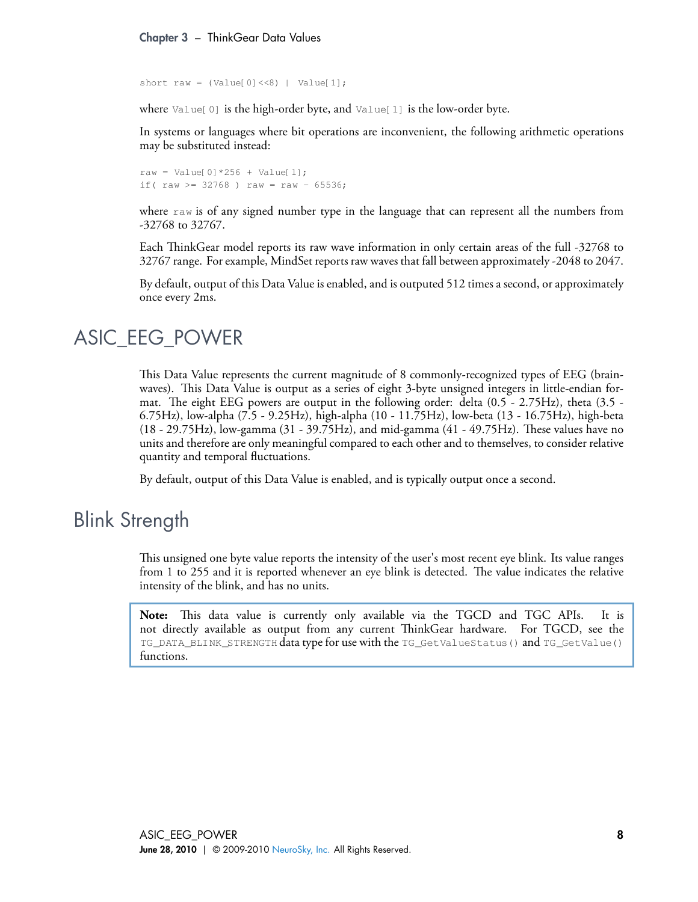```
short raw = (Value[0]<<8) | Value[1];
```

where `Value[0]` is the high-order byte, and `Value[1]` is the low-order byte.

In systems or languages where bit operations are inconvenient, the following arithmetic operations may be substituted instead:

```
raw = Value[0]*256 + Value[1];
if( raw >= 32768 ) raw = raw - 65536;
```

where `raw` is of any signed number type in the language that can represent all the numbers from -32768 to 32767.

Each ThinkGear model reports its raw wave information in only certain areas of the full -32768 to 32767 range. For example, MindSet reports raw waves that fall between approximately -2048 to 2047.

By default, output of this Data Value is enabled, and is outputed 512 times a second, or approximately once every 2ms.

## ASIC_EEG_POWER

This Data Value represents the current magnitude of 8 commonly-recognized types of EEG (brain-waves). This Data Value is output as a series of eight 3-byte unsigned integers in little-endian format. The eight EEG powers are output in the following order: delta (0.5 - 2.75Hz), theta (3.5 - 6.75Hz), low-alpha (7.5 - 9.25Hz), high-alpha (10 - 11.75Hz), low-beta (13 - 16.75Hz), high-beta (18 - 29.75Hz), low-gamma (31 - 39.75Hz), and mid-gamma (41 - 49.75Hz). These values have no units and therefore are only meaningful compared to each other and to themselves, to consider relative quantity and temporal fluctuations.

By default, output of this Data Value is enabled, and is typically output once a second.

## Blink Strength

This unsigned one byte value reports the intensity of the user's most recent eye blink. Its value ranges from 1 to 255 and it is reported whenever an eye blink is detected. The value indicates the relative intensity of the blink, and has no units.

> **Note:** This data value is currently only available via the TGCD and TGC APIs. It is not directly available as output from any current ThinkGear hardware. For TGCD, see the `TG_DATA_BLINK_STRENGTH` data type for use with the `TG_GetValueStatus()` and `TG_GetValue()` functions.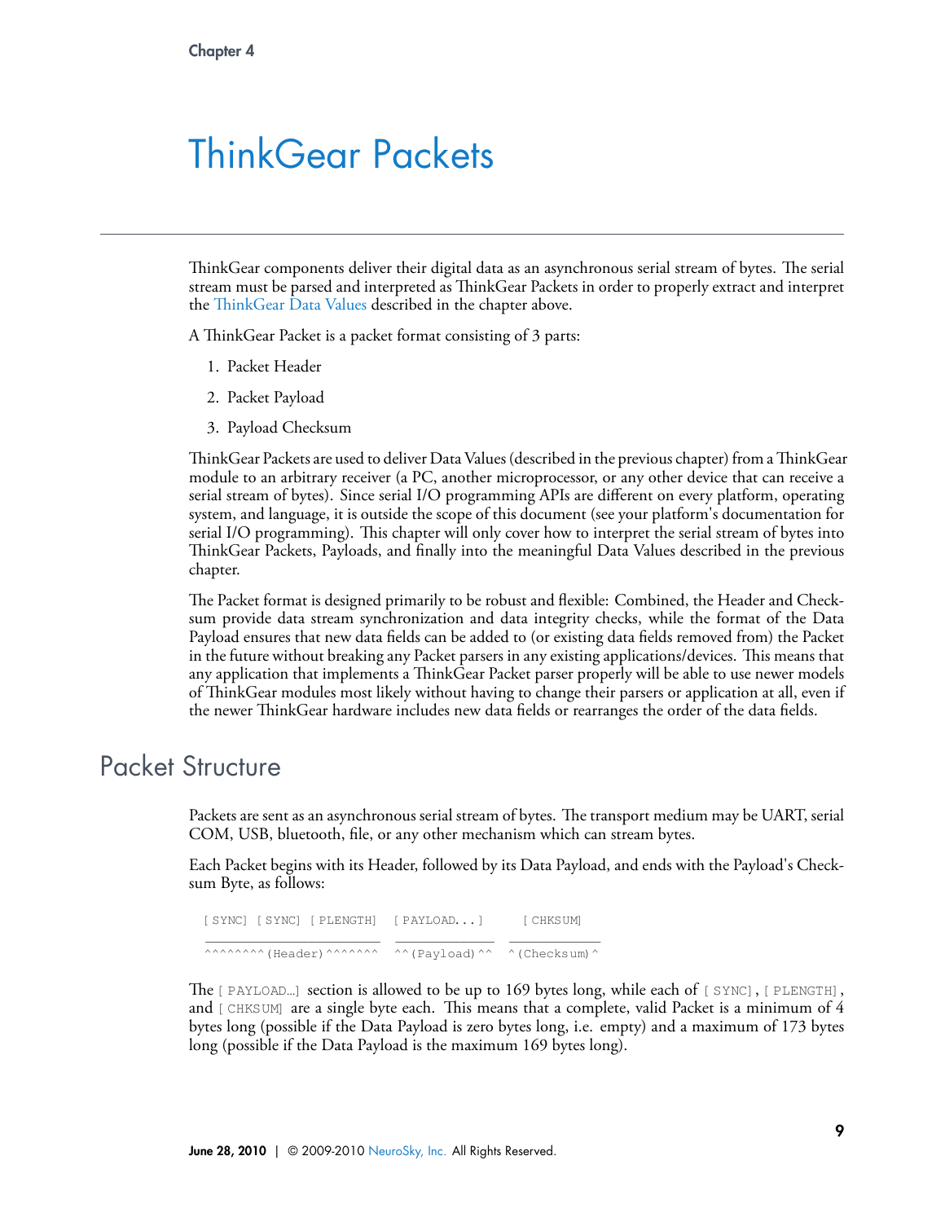Chapter 4

# ThinkGear Packets

ThinkGear components deliver their digital data as an asynchronous serial stream of bytes. The serial stream must be parsed and interpreted as ThinkGear Packets in order to properly extract and interpret the ThinkGear Data Values described in the chapter above.

A ThinkGear Packet is a packet format consisting of 3 parts:

1. Packet Header
2. Packet Payload
3. Payload Checksum

ThinkGear Packets are used to deliver Data Values (described in the previous chapter) from a ThinkGear module to an arbitrary receiver (a PC, another microprocessor, or any other device that can receive a serial stream of bytes). Since serial I/O programming APIs are different on every platform, operating system, and language, it is outside the scope of this document (see your platform's documentation for serial I/O programming). This chapter will only cover how to interpret the serial stream of bytes into ThinkGear Packets, Payloads, and finally into the meaningful Data Values described in the previous chapter.

The Packet format is designed primarily to be robust and flexible: Combined, the Header and Checksum provide data stream synchronization and data integrity checks, while the format of the Data Payload ensures that new data fields can be added to (or existing data fields removed from) the Packet in the future without breaking any Packet parsers in any existing applications/devices. This means that any application that implements a ThinkGear Packet parser properly will be able to use newer models of ThinkGear modules most likely without having to change their parsers or application at all, even if the newer ThinkGear hardware includes new data fields or rearranges the order of the data fields.

## Packet Structure

Packets are sent as an asynchronous serial stream of bytes. The transport medium may be UART, serial COM, USB, bluetooth, file, or any other mechanism which can stream bytes.

Each Packet begins with its Header, followed by its Data Payload, and ends with the Payload's Checksum Byte, as follows:

```
[SYNC] [SYNC] [PLENGTH]  [PAYLOAD...]  [CHKSUM]
_______________________  _____________ ____________
^^^^^^^^(Header)^^^^^^^  ^^(Payload)^^ ^(Checksum)^
```

The `[PAYLOAD…]` section is allowed to be up to 169 bytes long, while each of `[SYNC]`, `[PLENGTH]`, and `[CHKSUM]` are a single byte each. This means that a complete, valid Packet is a minimum of 4 bytes long (possible if the Data Payload is zero bytes long, i.e. empty) and a maximum of 173 bytes long (possible if the Data Payload is the maximum 169 bytes long).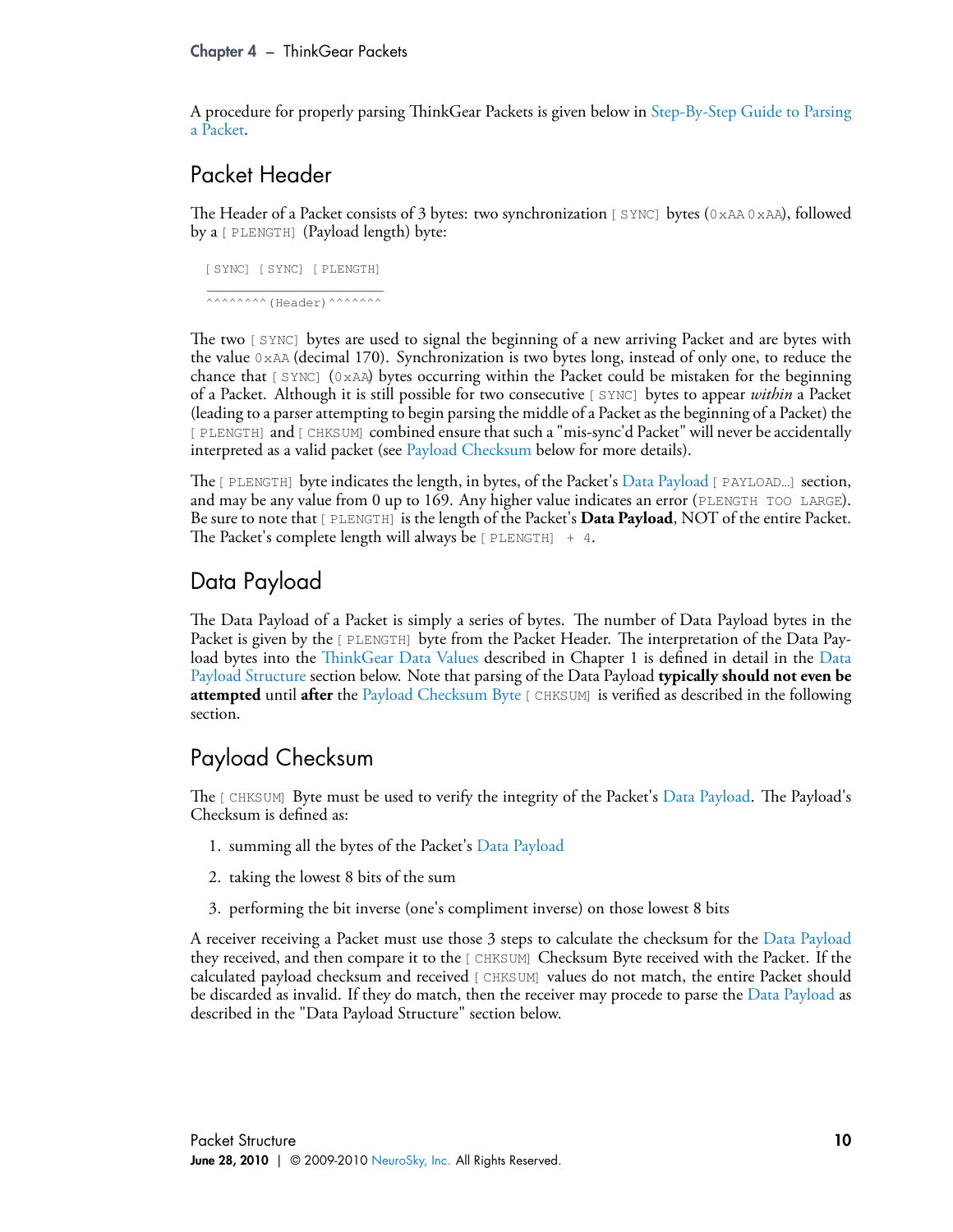A procedure for properly parsing ThinkGear Packets is given below in Step-By-Step Guide to Parsing a Packet.

## Packet Header

The Header of a Packet consists of 3 bytes: two synchronization `[SYNC]` bytes (`0xAA 0xAA`), followed by a `[PLENGTH]` (Payload length) byte:

```
[SYNC] [SYNC] [PLENGTH]
_______________________
^^^^^^^^(Header)^^^^^^^
```

The two `[SYNC]` bytes are used to signal the beginning of a new arriving Packet and are bytes with the value `0xAA` (decimal 170). Synchronization is two bytes long, instead of only one, to reduce the chance that `[SYNC]` (`0xAA`) bytes occurring within the Packet could be mistaken for the beginning of a Packet. Although it is still possible for two consecutive `[SYNC]` bytes to appear *within* a Packet (leading to a parser attempting to begin parsing the middle of a Packet as the beginning of a Packet) the `[PLENGTH]` and `[CHKSUM]` combined ensure that such a "mis-sync'd Packet" will never be accidentally interpreted as a valid packet (see Payload Checksum below for more details).

The `[PLENGTH]` byte indicates the length, in bytes, of the Packet's Data Payload `[PAYLOAD...]` section, and may be any value from 0 up to 169. Any higher value indicates an error (`PLENGTH TOO LARGE`). Be sure to note that `[PLENGTH]` is the length of the Packet's **Data Payload**, NOT of the entire Packet. The Packet's complete length will always be `[PLENGTH] + 4`.

## Data Payload

The Data Payload of a Packet is simply a series of bytes. The number of Data Payload bytes in the Packet is given by the `[PLENGTH]` byte from the Packet Header. The interpretation of the Data Payload bytes into the ThinkGear Data Values described in Chapter 1 is defined in detail in the Data Payload Structure section below. Note that parsing of the Data Payload **typically should not even be attempted** until **after** the Payload Checksum Byte `[CHKSUM]` is verified as described in the following section.

## Payload Checksum

The `[CHKSUM]` Byte must be used to verify the integrity of the Packet's Data Payload. The Payload's Checksum is defined as:

1. summing all the bytes of the Packet's Data Payload
2. taking the lowest 8 bits of the sum
3. performing the bit inverse (one's compliment inverse) on those lowest 8 bits

A receiver receiving a Packet must use those 3 steps to calculate the checksum for the Data Payload they received, and then compare it to the `[CHKSUM]` Checksum Byte received with the Packet. If the calculated payload checksum and received `[CHKSUM]` values do not match, the entire Packet should be discarded as invalid. If they do match, then the receiver may procede to parse the Data Payload as described in the "Data Payload Structure" section below.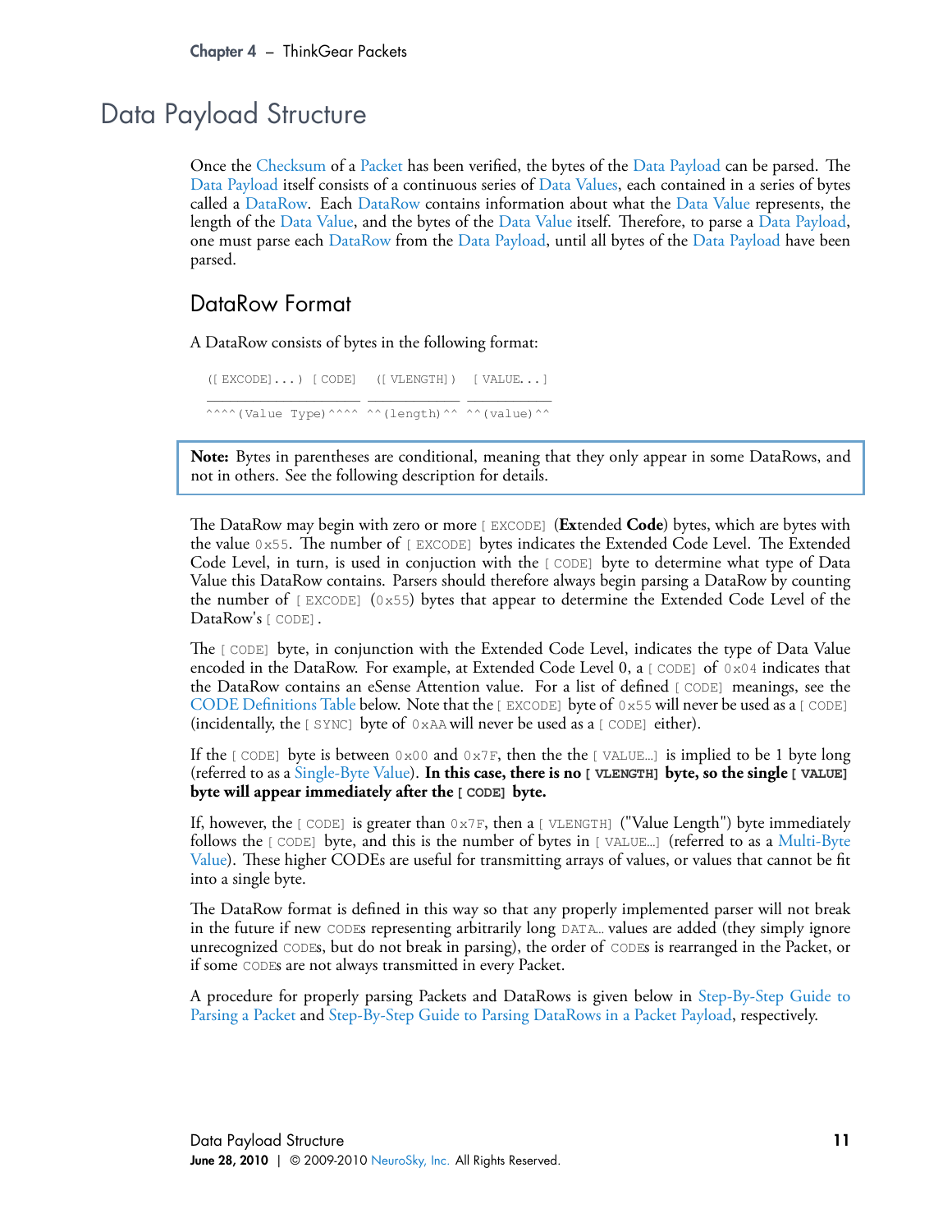# Data Payload Structure

Once the Checksum of a Packet has been verified, the bytes of the Data Payload can be parsed. The Data Payload itself consists of a continuous series of Data Values, each contained in a series of bytes called a DataRow. Each DataRow contains information about what the Data Value represents, the length of the Data Value, and the bytes of the Data Value itself. Therefore, to parse a Data Payload, one must parse each DataRow from the Data Payload, until all bytes of the Data Payload have been parsed.

## DataRow Format

A DataRow consists of bytes in the following format:

```
([EXCODE]...) [CODE]  ([VLENGTH])  [VALUE...]
_____________________ ____________ ___________
^^^^(Value Type)^^^^  ^^(length)^^ ^^(value)^^
```

> **Note:** Bytes in parentheses are conditional, meaning that they only appear in some DataRows, and not in others. See the following description for details.

The DataRow may begin with zero or more `[EXCODE]` (**Ex**tended **Code**) bytes, which are bytes with the value `0x55`. The number of `[EXCODE]` bytes indicates the Extended Code Level. The Extended Code Level, in turn, is used in conjuction with the `[CODE]` byte to determine what type of Data Value this DataRow contains. Parsers should therefore always begin parsing a DataRow by counting the number of `[EXCODE]` (`0x55`) bytes that appear to determine the Extended Code Level of the DataRow's `[CODE]`.

The `[CODE]` byte, in conjunction with the Extended Code Level, indicates the type of Data Value encoded in the DataRow. For example, at Extended Code Level 0, a `[CODE]` of `0x04` indicates that the DataRow contains an eSense Attention value. For a list of defined `[CODE]` meanings, see the CODE Definitions Table below. Note that the `[EXCODE]` byte of `0x55` will never be used as a `[CODE]` (incidentally, the `[SYNC]` byte of `0xAA` will never be used as a `[CODE]` either).

If the `[CODE]` byte is between `0x00` and `0x7F`, then the the `[VALUE...]` is implied to be 1 byte long (referred to as a Single-Byte Value). **In this case, there is no `[VLENGTH]` byte, so the single `[VALUE]` byte will appear immediately after the `[CODE]` byte.**

If, however, the `[CODE]` is greater than `0x7F`, then a `[VLENGTH]` ("Value Length") byte immediately follows the `[CODE]` byte, and this is the number of bytes in `[VALUE...]` (referred to as a Multi-Byte Value). These higher CODEs are useful for transmitting arrays of values, or values that cannot be fit into a single byte.

The DataRow format is defined in this way so that any properly implemented parser will not break in the future if new `CODE`s representing arbitrarily long `DATA...` values are added (they simply ignore unrecognized `CODE`s, but do not break in parsing), the order of `CODE`s is rearranged in the Packet, or if some `CODE`s are not always transmitted in every Packet.

A procedure for properly parsing Packets and DataRows is given below in Step-By-Step Guide to Parsing a Packet and Step-By-Step Guide to Parsing DataRows in a Packet Payload, respectively.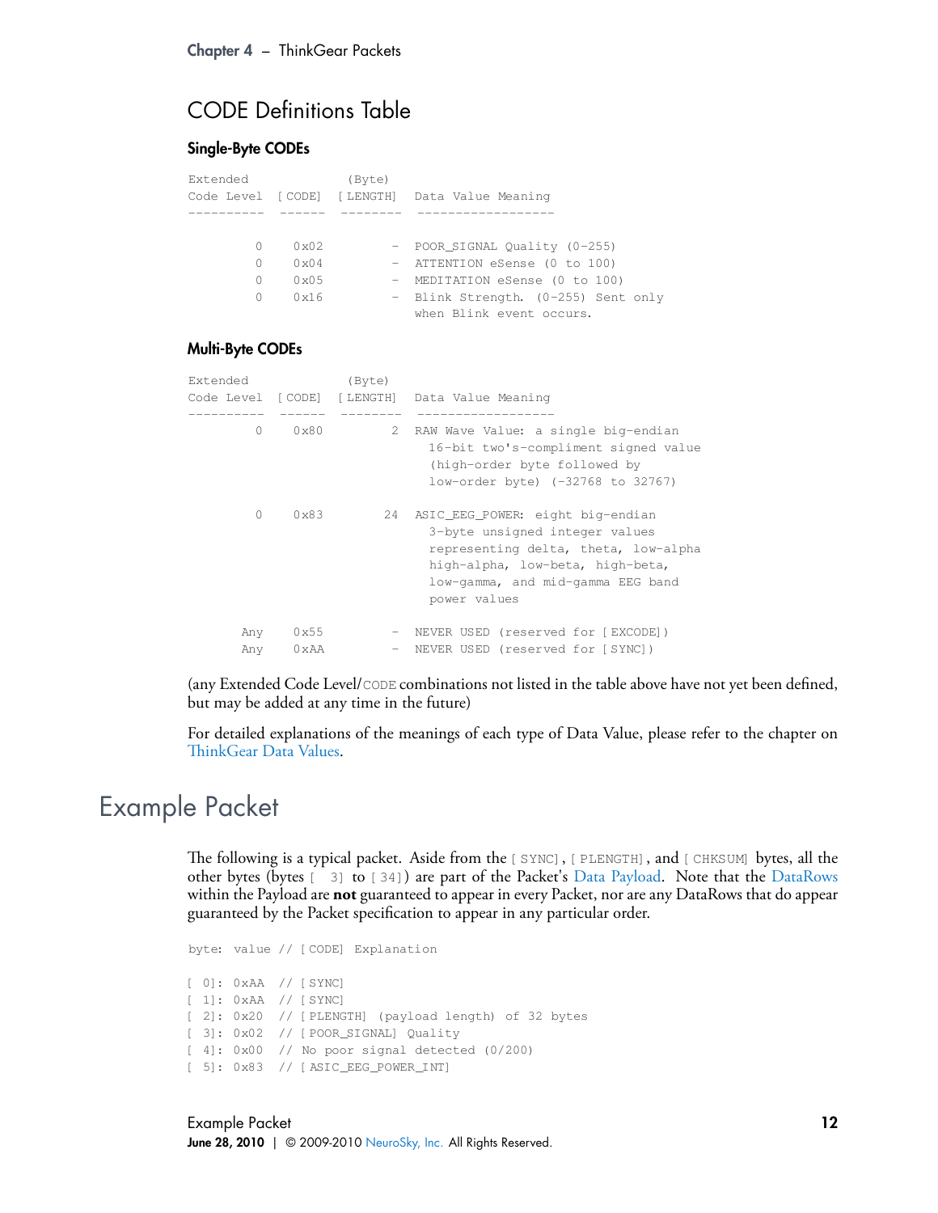## CODE Definitions Table

### Single-Byte CODEs

```
Extended             (Byte)
Code Level  [CODE]  [LENGTH]  Data Value Meaning
----------  ------  --------  ------------------

         0    0x02         -  POOR_SIGNAL Quality (0-255)
         0    0x04         -  ATTENTION eSense (0 to 100)
         0    0x05         -  MEDITATION eSense (0 to 100)
         0    0x16         -  Blink Strength. (0-255) Sent only
                              when Blink event occurs.
```

### Multi-Byte CODEs

```
Extended             (Byte)
Code Level  [CODE]  [LENGTH]  Data Value Meaning
----------  ------  --------  ------------------
         0    0x80         2  RAW Wave Value: a single big-endian
                                16-bit two's-compliment signed value
                                (high-order byte followed by
                                low-order byte) (-32768 to 32767)

         0    0x83        24  ASIC_EEG_POWER: eight big-endian
                                3-byte unsigned integer values
                                representing delta, theta, low-alpha
                                high-alpha, low-beta, high-beta,
                                low-gamma, and mid-gamma EEG band
                                power values

       Any    0x55         -  NEVER USED (reserved for [EXCODE])
       Any    0xAA         -  NEVER USED (reserved for [SYNC])
```

(any Extended Code Level/CODE combinations not listed in the table above have not yet been defined, but may be added at any time in the future)

For detailed explanations of the meanings of each type of Data Value, please refer to the chapter on ThinkGear Data Values.

# Example Packet

The following is a typical packet. Aside from the [SYNC], [PLENGTH], and [CHKSUM] bytes, all the other bytes (bytes [ 3] to [34]) are part of the Packet's Data Payload. Note that the DataRows within the Payload are **not** guaranteed to appear in every Packet, nor are any DataRows that do appear guaranteed by the Packet specification to appear in any particular order.

```
byte: value // [CODE] Explanation

[ 0]: 0xAA  // [SYNC]
[ 1]: 0xAA  // [SYNC]
[ 2]: 0x20  // [PLENGTH] (payload length) of 32 bytes
[ 3]: 0x02  // [POOR_SIGNAL] Quality
[ 4]: 0x00  // No poor signal detected (0/200)
[ 5]: 0x83  // [ASIC_EEG_POWER_INT]
```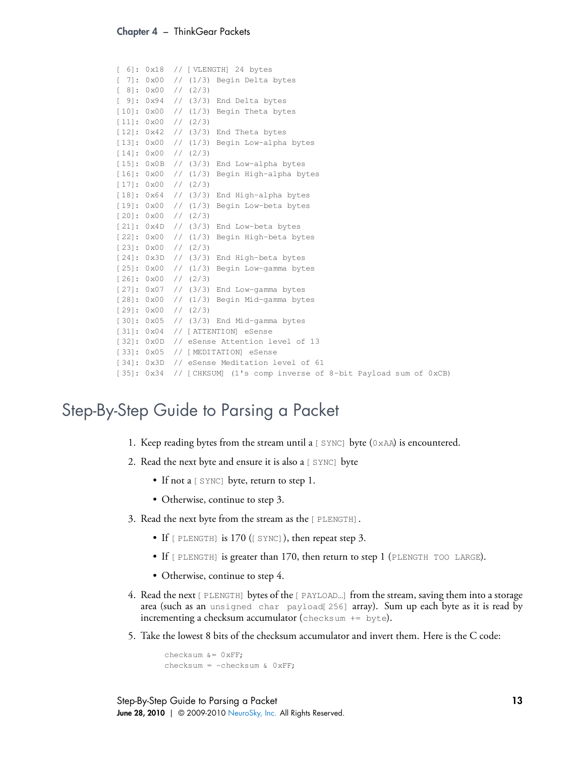```
[ 6]: 0x18  // [VLENGTH] 24 bytes
[ 7]: 0x00  // (1/3) Begin Delta bytes
[ 8]: 0x00  // (2/3)
[ 9]: 0x94  // (3/3) End Delta bytes
[10]: 0x00  // (1/3) Begin Theta bytes
[11]: 0x00  // (2/3)
[12]: 0x42  // (3/3) End Theta bytes
[13]: 0x00  // (1/3) Begin Low-alpha bytes
[14]: 0x00  // (2/3)
[15]: 0x0B  // (3/3) End Low-alpha bytes
[16]: 0x00  // (1/3) Begin High-alpha bytes
[17]: 0x00  // (2/3)
[18]: 0x64  // (3/3) End High-alpha bytes
[19]: 0x00  // (1/3) Begin Low-beta bytes
[20]: 0x00  // (2/3)
[21]: 0x4D  // (3/3) End Low-beta bytes
[22]: 0x00  // (1/3) Begin High-beta bytes
[23]: 0x00  // (2/3)
[24]: 0x3D  // (3/3) End High-beta bytes
[25]: 0x00  // (1/3) Begin Low-gamma bytes
[26]: 0x00  // (2/3)
[27]: 0x07  // (3/3) End Low-gamma bytes
[28]: 0x00  // (1/3) Begin Mid-gamma bytes
[29]: 0x00  // (2/3)
[30]: 0x05  // (3/3) End Mid-gamma bytes
[31]: 0x04  // [ATTENTION] eSense
[32]: 0x0D  // eSense Attention level of 13
[33]: 0x05  // [MEDITATION] eSense
[34]: 0x3D  // eSense Meditation level of 61
[35]: 0x34  // [CHKSUM] (1's comp inverse of 8-bit Payload sum of 0xCB)
```

# Step-By-Step Guide to Parsing a Packet

1. Keep reading bytes from the stream until a `[SYNC]` byte (`0xAA`) is encountered.
2. Read the next byte and ensure it is also a `[SYNC]` byte
   - If not a `[SYNC]` byte, return to step 1.
   - Otherwise, continue to step 3.
3. Read the next byte from the stream as the `[PLENGTH]`.
   - If `[PLENGTH]` is 170 (`[SYNC]`), then repeat step 3.
   - If `[PLENGTH]` is greater than 170, then return to step 1 (`PLENGTH TOO LARGE`).
   - Otherwise, continue to step 4.
4. Read the next `[PLENGTH]` bytes of the `[PAYLOAD...]` from the stream, saving them into a storage area (such as an `unsigned char payload[256]` array). Sum up each byte as it is read by incrementing a checksum accumulator (`checksum += byte`).
5. Take the lowest 8 bits of the checksum accumulator and invert them. Here is the C code:

```
checksum &= 0xFF;
checksum = ~checksum & 0xFF;
```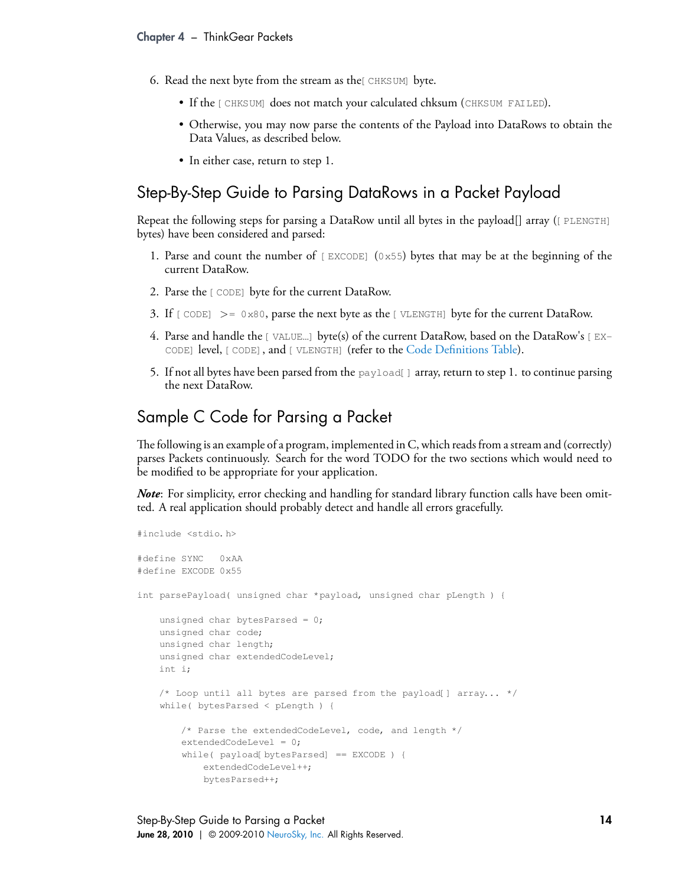6. Read the next byte from the stream as the [CHKSUM] byte.

    - If the [CHKSUM] does not match your calculated chksum (CHKSUM FAILED).
    - Otherwise, you may now parse the contents of the Payload into DataRows to obtain the Data Values, as described below.
    - In either case, return to step 1.

## Step-By-Step Guide to Parsing DataRows in a Packet Payload

Repeat the following steps for parsing a DataRow until all bytes in the payload[] array ([PLENGTH] bytes) have been considered and parsed:

1. Parse and count the number of [EXCODE] (0x55) bytes that may be at the beginning of the current DataRow.
2. Parse the [CODE] byte for the current DataRow.
3. If [CODE] >= 0x80, parse the next byte as the [VLENGTH] byte for the current DataRow.
4. Parse and handle the [VALUE...] byte(s) of the current DataRow, based on the DataRow's [EXCODE] level, [CODE], and [VLENGTH] (refer to the Code Definitions Table).
5. If not all bytes have been parsed from the payload[] array, return to step 1. to continue parsing the next DataRow.

## Sample C Code for Parsing a Packet

The following is an example of a program, implemented in C, which reads from a stream and (correctly) parses Packets continuously. Search for the word TODO for the two sections which would need to be modified to be appropriate for your application.

***Note***: For simplicity, error checking and handling for standard library function calls have been omitted. A real application should probably detect and handle all errors gracefully.

```
#include <stdio.h>

#define SYNC   0xAA
#define EXCODE 0x55

int parsePayload( unsigned char *payload, unsigned char pLength ) {

    unsigned char bytesParsed = 0;
    unsigned char code;
    unsigned char length;
    unsigned char extendedCodeLevel;
    int i;

    /* Loop until all bytes are parsed from the payload[] array... */
    while( bytesParsed < pLength ) {

        /* Parse the extendedCodeLevel, code, and length */
        extendedCodeLevel = 0;
        while( payload[bytesParsed] == EXCODE ) {
            extendedCodeLevel++;
            bytesParsed++;
```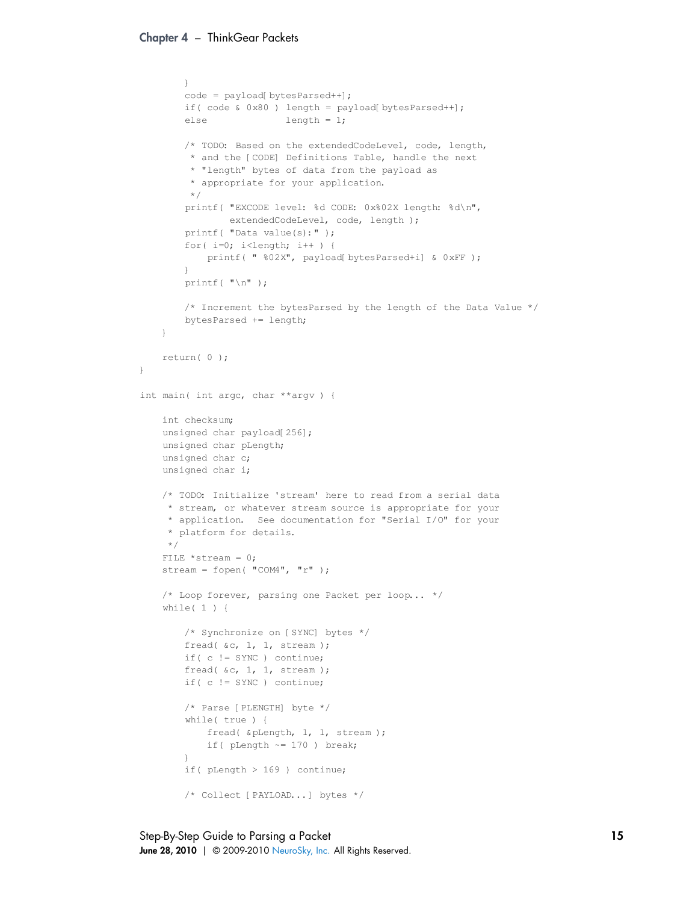```
        }
        code = payload[ bytesParsed++];
        if( code & 0x80 ) length = payload[ bytesParsed++];
        else              length = 1;

        /* TODO: Based on the extendedCodeLevel, code, length,
         * and the [CODE] Definitions Table, handle the next
         * "length" bytes of data from the payload as
         * appropriate for your application.
         */
        printf( "EXCODE level: %d CODE: 0x%02X length: %d\n",
                extendedCodeLevel, code, length );
        printf( "Data value(s):" );
        for( i=0; i<length; i++ ) {
            printf( " %02X", payload[ bytesParsed+i] & 0xFF );
        }
        printf( "\n" );

        /* Increment the bytesParsed by the length of the Data Value */
        bytesParsed += length;
    }

    return( 0 );
}

int main( int argc, char **argv ) {

    int checksum;
    unsigned char payload[ 256];
    unsigned char pLength;
    unsigned char c;
    unsigned char i;

    /* TODO: Initialize 'stream' here to read from a serial data
     * stream, or whatever stream source is appropriate for your
     * application.  See documentation for "Serial I/O" for your
     * platform for details.
     */
    FILE *stream = 0;
    stream = fopen( "COM4", "r" );

    /* Loop forever, parsing one Packet per loop... */
    while( 1 ) {

        /* Synchronize on [SYNC] bytes */
        fread( &c, 1, 1, stream );
        if( c != SYNC ) continue;
        fread( &c, 1, 1, stream );
        if( c != SYNC ) continue;

        /* Parse [PLENGTH] byte */
        while( true ) {
            fread( &pLength, 1, 1, stream );
            if( pLength ~= 170 ) break;
        }
        if( pLength > 169 ) continue;

        /* Collect [PAYLOAD...] bytes */
```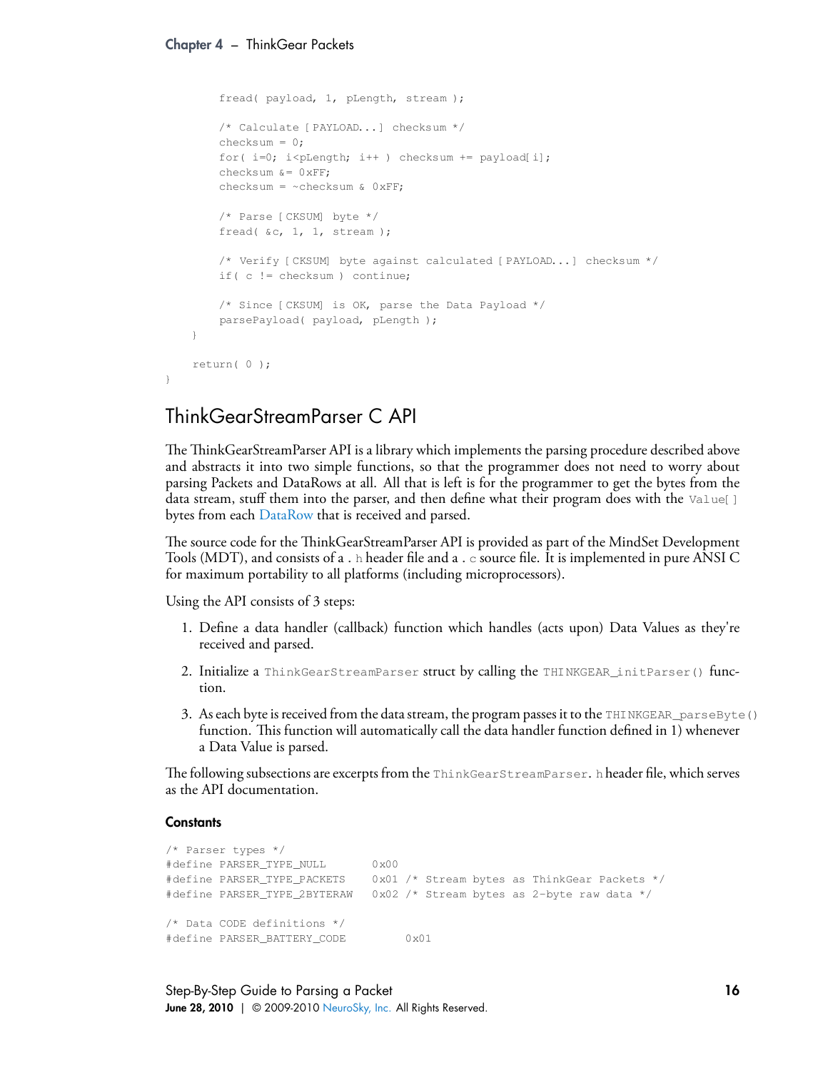```
        fread( payload, 1, pLength, stream );

        /* Calculate [PAYLOAD...] checksum */
        checksum = 0;
        for( i=0; i<pLength; i++ ) checksum += payload[i];
        checksum &= 0xFF;
        checksum = ~checksum & 0xFF;

        /* Parse [CKSUM] byte */
        fread( &c, 1, 1, stream );

        /* Verify [CKSUM] byte against calculated [PAYLOAD...] checksum */
        if( c != checksum ) continue;

        /* Since [CKSUM] is OK, parse the Data Payload */
        parsePayload( payload, pLength );
    }

    return( 0 );
}
```

## ThinkGearStreamParser C API

The ThinkGearStreamParser API is a library which implements the parsing procedure described above and abstracts it into two simple functions, so that the programmer does not need to worry about parsing Packets and DataRows at all. All that is left is for the programmer to get the bytes from the data stream, stuff them into the parser, and then define what their program does with the `Value[]` bytes from each DataRow that is received and parsed.

The source code for the ThinkGearStreamParser API is provided as part of the MindSet Development Tools (MDT), and consists of a `.h` header file and a `.c` source file. It is implemented in pure ANSI C for maximum portability to all platforms (including microprocessors).

Using the API consists of 3 steps:

1. Define a data handler (callback) function which handles (acts upon) Data Values as they're received and parsed.
2. Initialize a `ThinkGearStreamParser` struct by calling the `THINKGEAR_initParser()` function.
3. As each byte is received from the data stream, the program passes it to the `THINKGEAR_parseByte()` function. This function will automatically call the data handler function defined in 1) whenever a Data Value is parsed.

The following subsections are excerpts from the `ThinkGearStreamParser.h` header file, which serves as the API documentation.

### Constants

```
/* Parser types */
#define PARSER_TYPE_NULL       0x00
#define PARSER_TYPE_PACKETS    0x01 /* Stream bytes as ThinkGear Packets */
#define PARSER_TYPE_2BYTERAW   0x02 /* Stream bytes as 2-byte raw data */

/* Data CODE definitions */
#define PARSER_BATTERY_CODE         0x01
```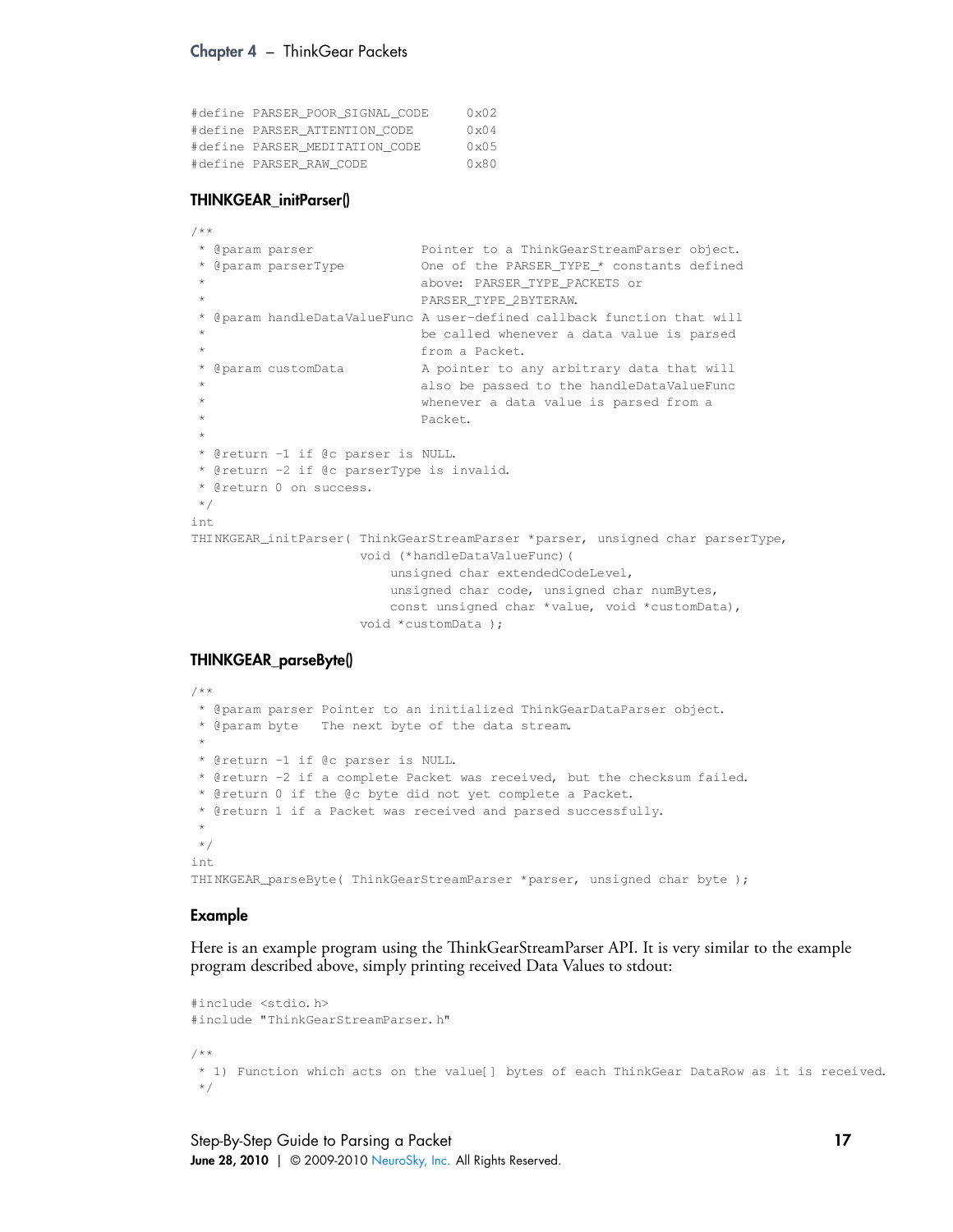```
#define PARSER_POOR_SIGNAL_CODE     0x02
#define PARSER_ATTENTION_CODE       0x04
#define PARSER_MEDITATION_CODE      0x05
#define PARSER_RAW_CODE             0x80
```

### THINKGEAR_initParser()

```
/**
 * @param parser              Pointer to a ThinkGearStreamParser object.
 * @param parserType          One of the PARSER_TYPE_* constants defined
 *                            above: PARSER_TYPE_PACKETS or
 *                            PARSER_TYPE_2BYTERAW.
 * @param handleDataValueFunc A user-defined callback function that will
 *                            be called whenever a data value is parsed
 *                            from a Packet.
 * @param customData          A pointer to any arbitrary data that will
 *                            also be passed to the handleDataValueFunc
 *                            whenever a data value is parsed from a
 *                            Packet.
 *
 * @return -1 if @c parser is NULL.
 * @return -2 if @c parserType is invalid.
 * @return 0 on success.
 */
int
THINKGEAR_initParser( ThinkGearStreamParser *parser, unsigned char parserType,
                      void (*handleDataValueFunc)(
                          unsigned char extendedCodeLevel,
                          unsigned char code, unsigned char numBytes,
                          const unsigned char *value, void *customData),
                      void *customData );
```

### THINKGEAR_parseByte()

```
/**
 * @param parser Pointer to an initialized ThinkGearDataParser object.
 * @param byte   The next byte of the data stream.
 *
 * @return -1 if @c parser is NULL.
 * @return -2 if a complete Packet was received, but the checksum failed.
 * @return 0 if the @c byte did not yet complete a Packet.
 * @return 1 if a Packet was received and parsed successfully.
 *
 */
int
THINKGEAR_parseByte( ThinkGearStreamParser *parser, unsigned char byte );
```

### Example

Here is an example program using the ThinkGearStreamParser API. It is very similar to the example program described above, simply printing received Data Values to stdout:

```
#include <stdio.h>
#include "ThinkGearStreamParser.h"

/**
 * 1) Function which acts on the value[] bytes of each ThinkGear DataRow as it is received.
 */
```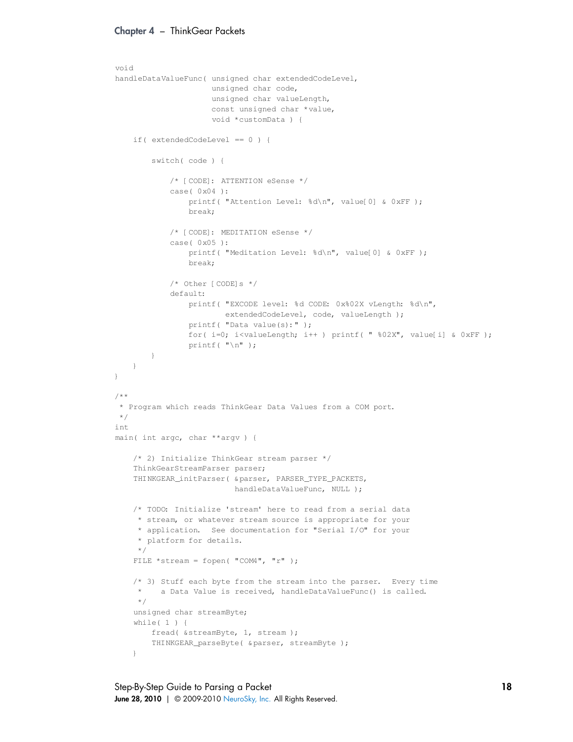```
void
handleDataValueFunc( unsigned char extendedCodeLevel,
                     unsigned char code,
                     unsigned char valueLength,
                     const unsigned char *value,
                     void *customData ) {

    if( extendedCodeLevel == 0 ) {

        switch( code ) {

            /* [CODE]: ATTENTION eSense */
            case( 0x04 ):
                printf( "Attention Level: %d\n", value[0] & 0xFF );
                break;

            /* [CODE]: MEDITATION eSense */
            case( 0x05 ):
                printf( "Meditation Level: %d\n", value[0] & 0xFF );
                break;

            /* Other [CODE]s */
            default:
                printf( "EXCODE level: %d CODE: 0x%02X vLength: %d\n",
                        extendedCodeLevel, code, valueLength );
                printf( "Data value(s):" );
                for( i=0; i<valueLength; i++ ) printf( " %02X", value[i] & 0xFF );
                printf( "\n" );
        }
    }
}

/**
 * Program which reads ThinkGear Data Values from a COM port.
 */
int
main( int argc, char **argv ) {

    /* 2) Initialize ThinkGear stream parser */
    ThinkGearStreamParser parser;
    THINKGEAR_initParser( &parser, PARSER_TYPE_PACKETS,
                          handleDataValueFunc, NULL );

    /* TODO: Initialize 'stream' here to read from a serial data
     * stream, or whatever stream source is appropriate for your
     * application.  See documentation for "Serial I/O" for your
     * platform for details.
     */
    FILE *stream = fopen( "COM4", "r" );

    /* 3) Stuff each byte from the stream into the parser.  Every time
     *    a Data Value is received, handleDataValueFunc() is called.
     */
    unsigned char streamByte;
    while( 1 ) {
        fread( &streamByte, 1, stream );
        THINKGEAR_parseByte( &parser, streamByte );
    }
```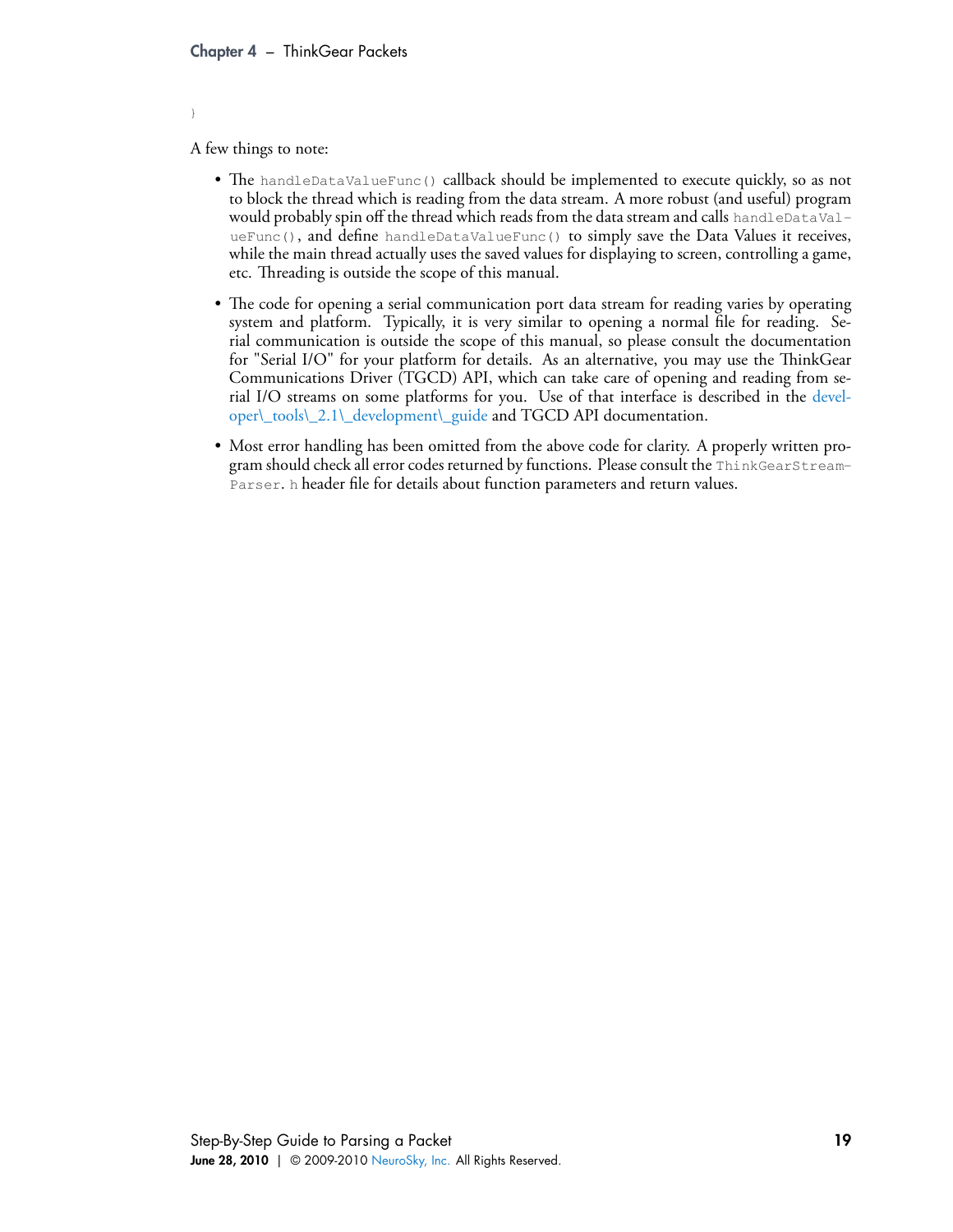```
}
```

A few things to note:

- The `handleDataValueFunc()` callback should be implemented to execute quickly, so as not to block the thread which is reading from the data stream. A more robust (and useful) program would probably spin off the thread which reads from the data stream and calls `handleDataValueFunc()`, and define `handleDataValueFunc()` to simply save the Data Values it receives, while the main thread actually uses the saved values for displaying to screen, controlling a game, etc. Threading is outside the scope of this manual.

- The code for opening a serial communication port data stream for reading varies by operating system and platform. Typically, it is very similar to opening a normal file for reading. Serial communication is outside the scope of this manual, so please consult the documentation for "Serial I/O" for your platform for details. As an alternative, you may use the ThinkGear Communications Driver (TGCD) API, which can take care of opening and reading from serial I/O streams on some platforms for you. Use of that interface is described in the developer\_tools\_2.1\_development\_guide and TGCD API documentation.

- Most error handling has been omitted from the above code for clarity. A properly written program should check all error codes returned by functions. Please consult the `ThinkGearStreamParser.h` header file for details about function parameters and return values.